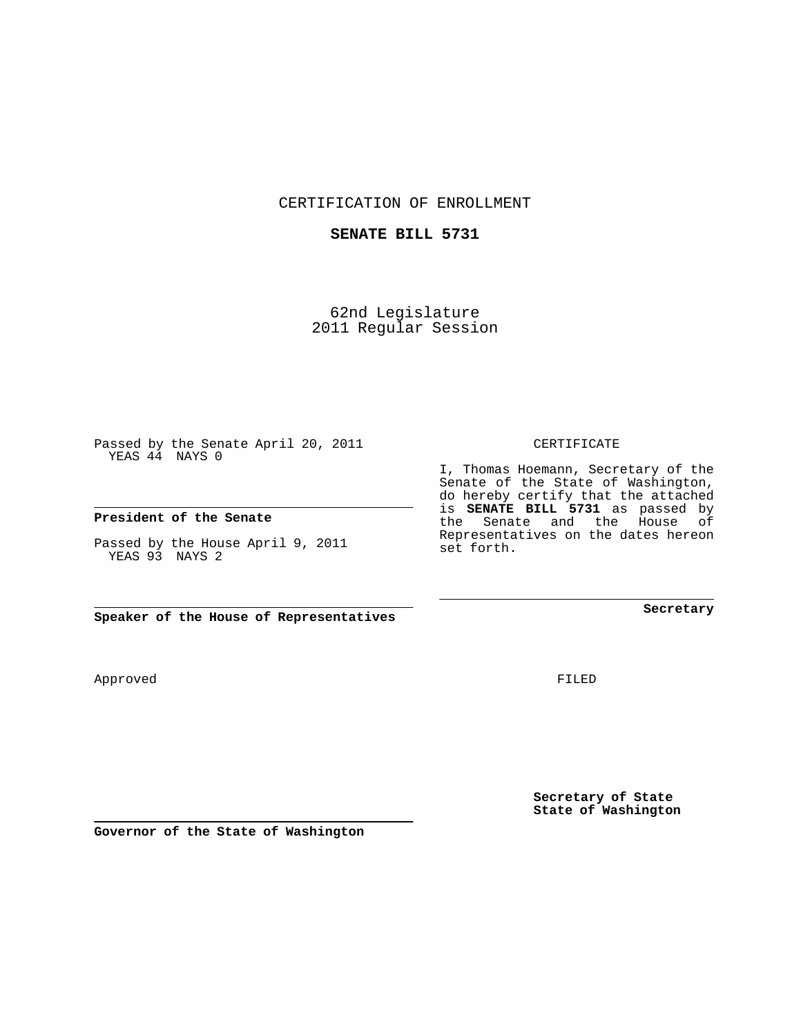CERTIFICATION OF ENROLLMENT

**SENATE BILL 5731**

62nd Legislature
2011 Regular Session

Passed by the Senate April 20, 2011
YEAS 44 NAYS 0

**President of the Senate**

Passed by the House April 9, 2011
YEAS 93 NAYS 2

**Speaker of the House of Representatives**

CERTIFICATE

I, Thomas Hoemann, Secretary of the Senate of the State of Washington, do hereby certify that the attached is **SENATE BILL 5731** as passed by the Senate and the House of Representatives on the dates hereon set forth.

**Secretary**

Approved

**Governor of the State of Washington**

FILED

**Secretary of State**
**State of Washington**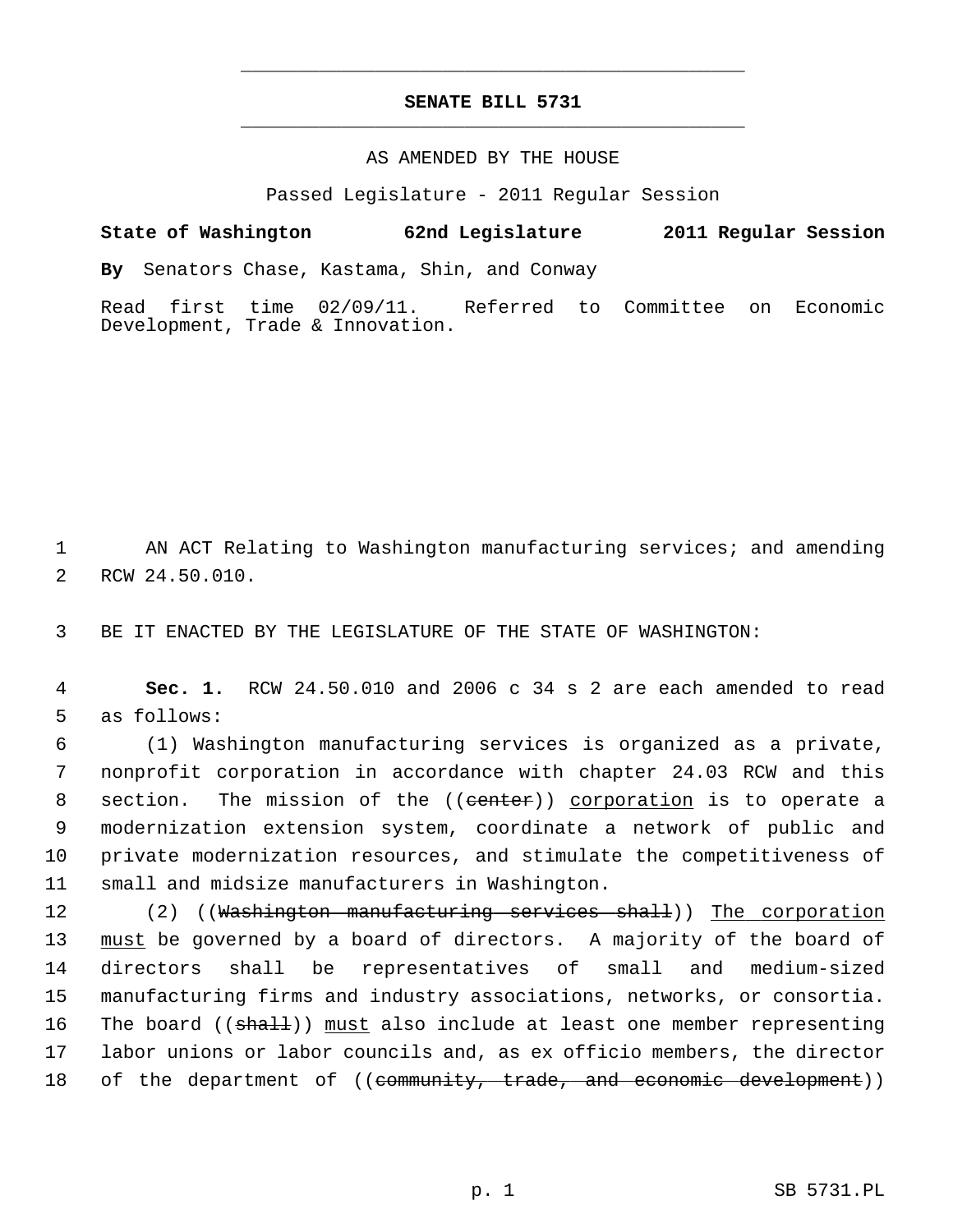# SENATE BILL 5731

AS AMENDED BY THE HOUSE

Passed Legislature - 2011 Regular Session

**State of Washington 62nd Legislature 2011 Regular Session**

**By** Senators Chase, Kastama, Shin, and Conway

Read first time 02/09/11. Referred to Committee on Economic Development, Trade & Innovation.

1 AN ACT Relating to Washington manufacturing services; and amending
2 RCW 24.50.010.

3 BE IT ENACTED BY THE LEGISLATURE OF THE STATE OF WASHINGTON:

4 **Sec. 1.** RCW 24.50.010 and 2006 c 34 s 2 are each amended to read
5 as follows:

6 (1) Washington manufacturing services is organized as a private,
7 nonprofit corporation in accordance with chapter 24.03 RCW and this
8 section. The mission of the ((~~center~~)) <u>corporation</u> is to operate a
9 modernization extension system, coordinate a network of public and
10 private modernization resources, and stimulate the competitiveness of
11 small and midsize manufacturers in Washington.

12 (2) ((~~Washington manufacturing services shall~~)) <u>The corporation</u>
13 <u>must</u> be governed by a board of directors. A majority of the board of
14 directors shall be representatives of small and medium-sized
15 manufacturing firms and industry associations, networks, or consortia.
16 The board ((~~shall~~)) <u>must</u> also include at least one member representing
17 labor unions or labor councils and, as ex officio members, the director
18 of the department of ((~~community, trade, and economic development~~))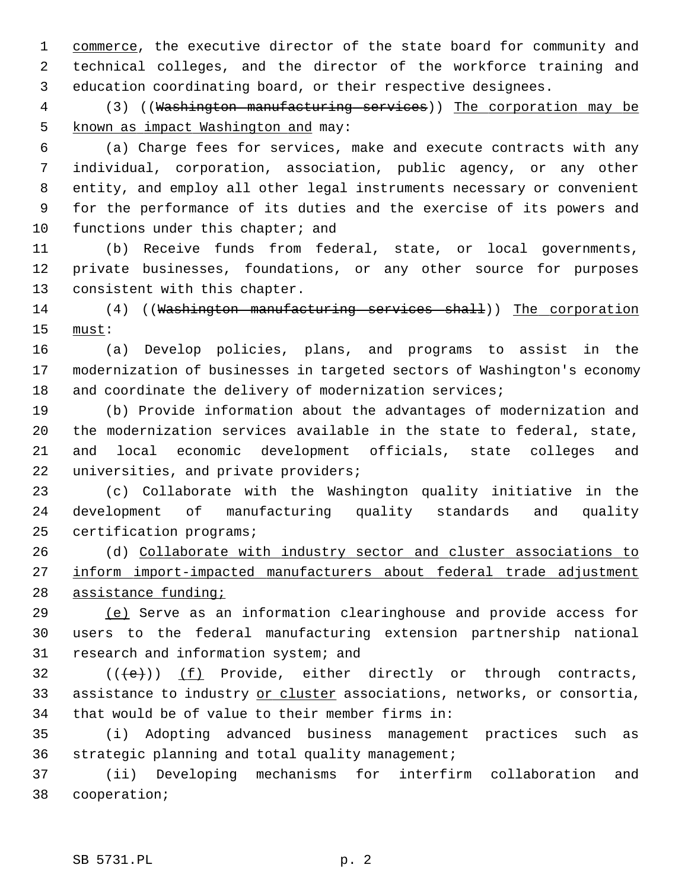commerce, the executive director of the state board for community and technical colleges, and the director of the workforce training and education coordinating board, or their respective designees.

(3) ((~~Washington manufacturing services~~)) The corporation may be known as impact Washington and may:

(a) Charge fees for services, make and execute contracts with any individual, corporation, association, public agency, or any other entity, and employ all other legal instruments necessary or convenient for the performance of its duties and the exercise of its powers and functions under this chapter; and

(b) Receive funds from federal, state, or local governments, private businesses, foundations, or any other source for purposes consistent with this chapter.

(4) ((~~Washington manufacturing services shall~~)) The corporation must:

(a) Develop policies, plans, and programs to assist in the modernization of businesses in targeted sectors of Washington's economy and coordinate the delivery of modernization services;

(b) Provide information about the advantages of modernization and the modernization services available in the state to federal, state, and local economic development officials, state colleges and universities, and private providers;

(c) Collaborate with the Washington quality initiative in the development of manufacturing quality standards and quality certification programs;

(d) Collaborate with industry sector and cluster associations to inform import-impacted manufacturers about federal trade adjustment assistance funding;

(e) Serve as an information clearinghouse and provide access for users to the federal manufacturing extension partnership national research and information system; and

((~~(e)~~)) (f) Provide, either directly or through contracts, assistance to industry or cluster associations, networks, or consortia, that would be of value to their member firms in:

(i) Adopting advanced business management practices such as strategic planning and total quality management;

(ii) Developing mechanisms for interfirm collaboration and cooperation;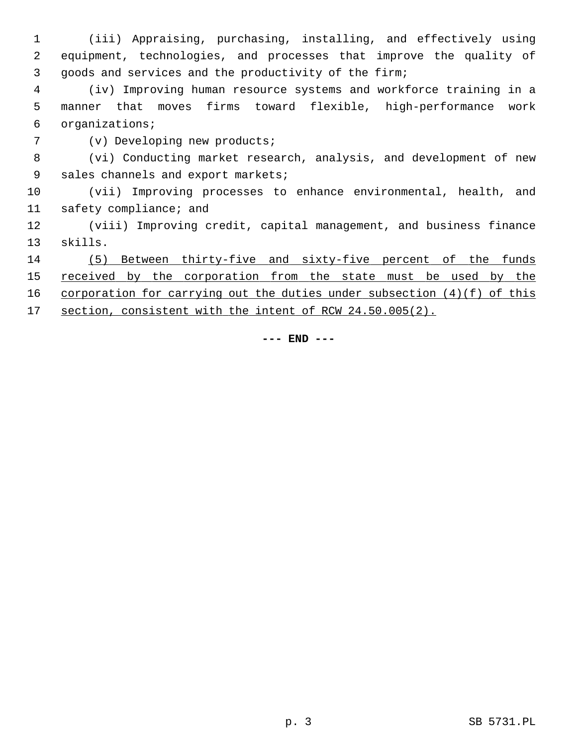(iii) Appraising, purchasing, installing, and effectively using equipment, technologies, and processes that improve the quality of goods and services and the productivity of the firm;

(iv) Improving human resource systems and workforce training in a manner that moves firms toward flexible, high-performance work organizations;

(v) Developing new products;

(vi) Conducting market research, analysis, and development of new sales channels and export markets;

(vii) Improving processes to enhance environmental, health, and safety compliance; and

(viii) Improving credit, capital management, and business finance skills.

<u>(5) Between thirty-five and sixty-five percent of the funds received by the corporation from the state must be used by the corporation for carrying out the duties under subsection (4)(f) of this section, consistent with the intent of RCW 24.50.005(2).</u>

**--- END ---**